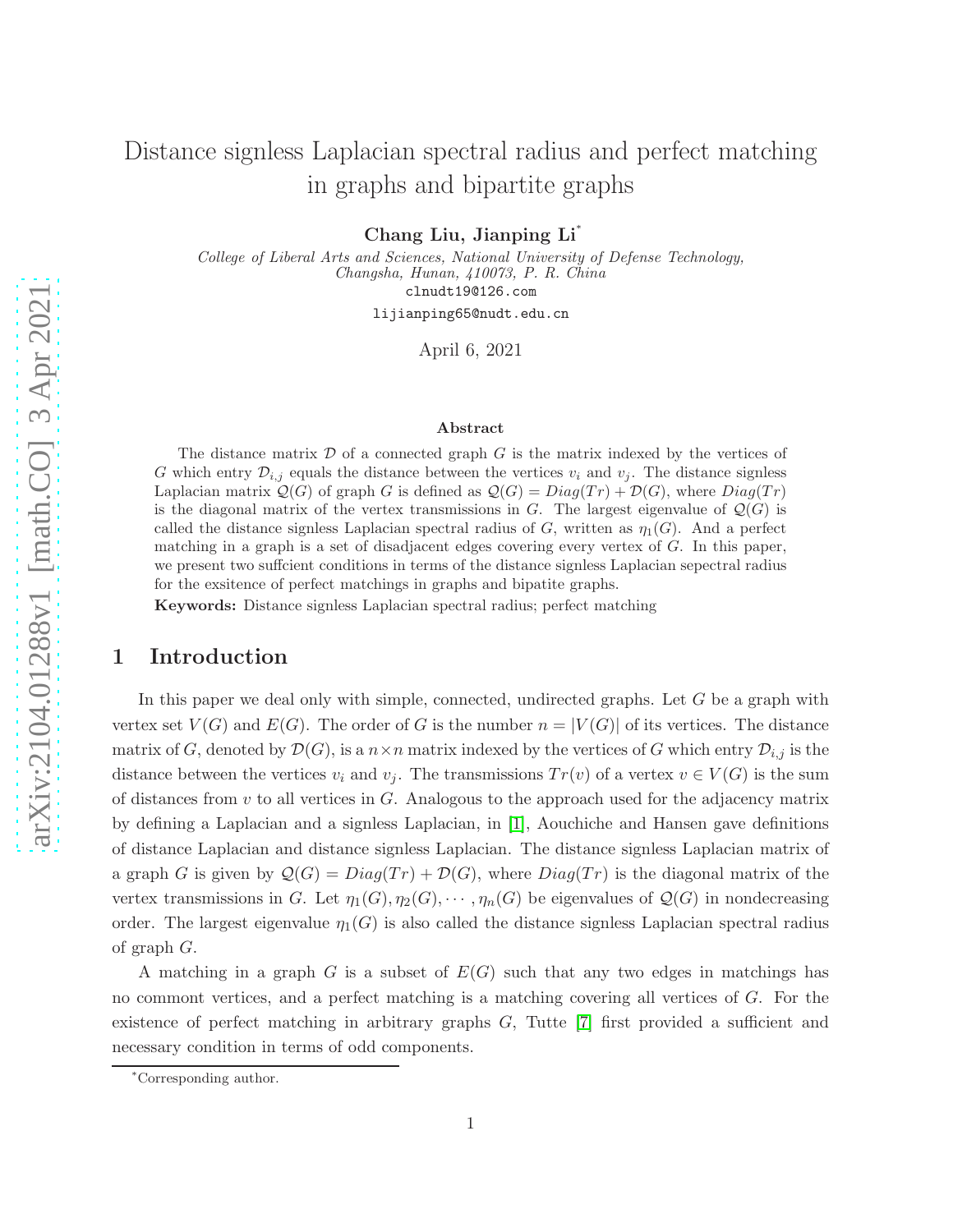#  Distance signless Laplacian spectral radius and perfect matching in graphs and bipartite graphs

**Chang Liu, Jianping Li***

*College of Liberal Arts and Sciences, National University of Defense Technology, Changsha, Hunan, 410073, P. R. China*

clnudt19@126.com

lijianping65@nudt.edu.cn

April 6, 2021

### Abstract

The distance matrix $\mathcal{D}$ of a connected graph $G$ is the matrix indexed by the vertices of $G$ which entry $\mathcal{D}_{i,j}$ equals the distance between the vertices $v_i$ and $v_j$. The distance signless Laplacian matrix $\mathcal{Q}(G)$ of graph $G$ is defined as $\mathcal{Q}(G) = Diag(Tr) + \mathcal{D}(G)$, where $Diag(Tr)$ is the diagonal matrix of the vertex transmissions in $G$. The largest eigenvalue of $\mathcal{Q}(G)$ is called the distance signless Laplacian spectral radius of $G$, written as $\eta_1(G)$. And a perfect matching in a graph is a set of disadjacent edges covering every vertex of $G$. In this paper, we present two suffcient conditions in terms of the distance signless Laplacian sepectral radius for the exsitence of perfect matchings in graphs and bipatite graphs.

**Keywords:** Distance signless Laplacian spectral radius; perfect matching

## 1 Introduction

In this paper we deal only with simple, connected, undirected graphs. Let $G$ be a graph with vertex set $V(G)$ and $E(G)$. The order of $G$ is the number $n = |V(G)|$ of its vertices. The distance matrix of $G$, denoted by $\mathcal{D}(G)$, is a $n \times n$ matrix indexed by the vertices of $G$ which entry $\mathcal{D}_{i,j}$ is the distance between the vertices $v_i$ and $v_j$. The transmissions $Tr(v)$ of a vertex $v \in V(G)$ is the sum of distances from $v$ to all vertices in $G$. Analogous to the approach used for the adjacency matrix by defining a Laplacian and a signless Laplacian, in [1], Aouchiche and Hansen gave definitions of distance Laplacian and distance signless Laplacian. The distance signless Laplacian matrix of a graph $G$ is given by $\mathcal{Q}(G) = Diag(Tr) + \mathcal{D}(G)$, where $Diag(Tr)$ is the diagonal matrix of the vertex transmissions in $G$. Let $\eta_1(G), \eta_2(G), \cdots, \eta_n(G)$ be eigenvalues of $\mathcal{Q}(G)$ in nondecreasing order. The largest eigenvalue $\eta_1(G)$ is also called the distance signless Laplacian spectral radius of graph $G$.

A matching in a graph $G$ is a subset of $E(G)$ such that any two edges in matchings has no commont vertices, and a perfect matching is a matching covering all vertices of $G$. For the existence of perfect matching in arbitrary graphs $G$, Tutte [7] first provided a sufficient and necessary condition in terms of odd components.

*Corresponding author.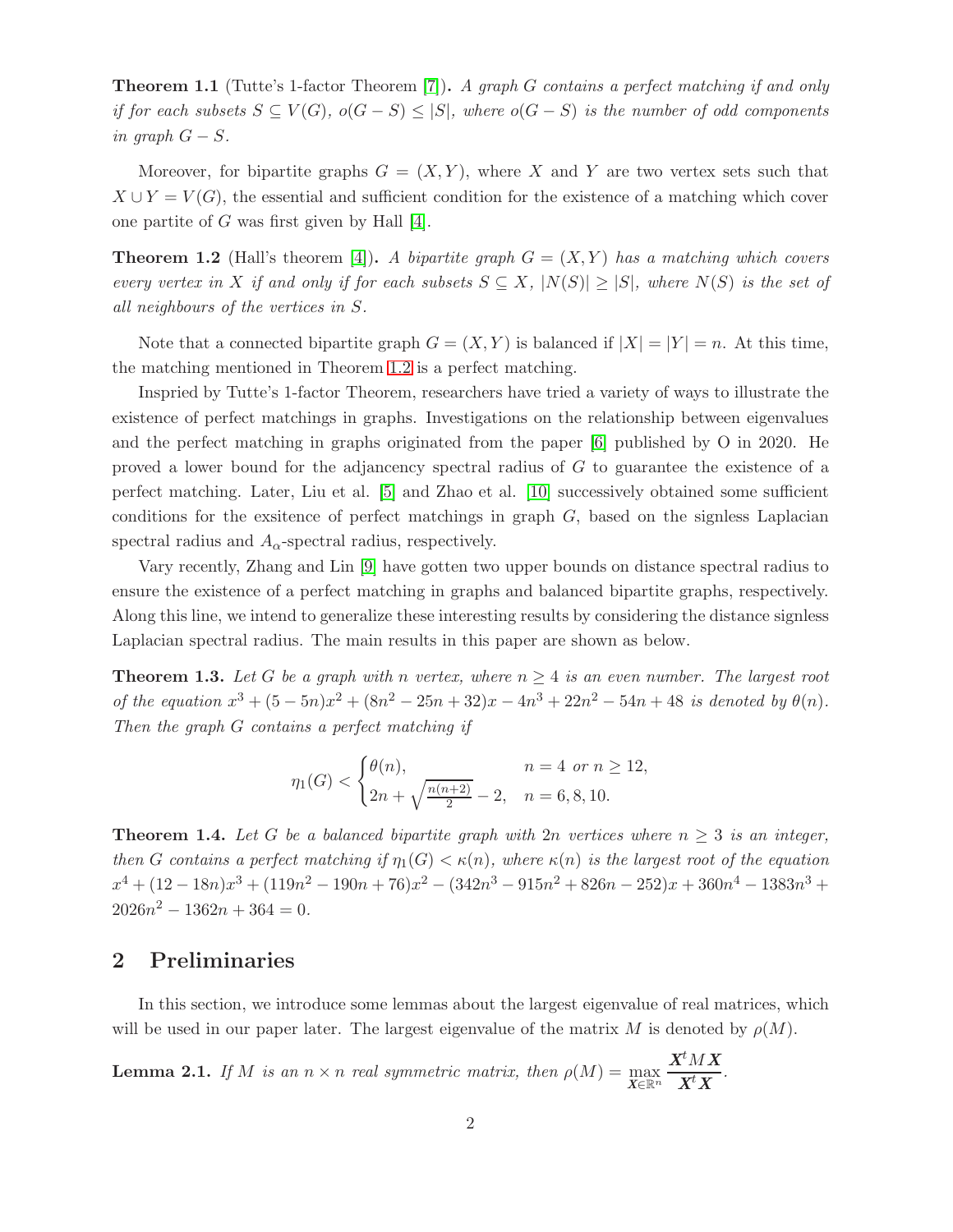**Theorem 1.1** (Tutte's 1-factor Theorem [7])**.** *A graph $G$ contains a perfect matching if and only if for each subsets $S \subseteq V(G)$, $o(G-S) \leq |S|$, where $o(G-S)$ is the number of odd components in graph $G-S$.*

Moreover, for bipartite graphs $G = (X, Y)$, where $X$ and $Y$ are two vertex sets such that $X \cup Y = V(G)$, the essential and sufficient condition for the existence of a matching which cover one partite of $G$ was first given by Hall [4].

**Theorem 1.2** (Hall's theorem [4])**.** *A bipartite graph $G = (X, Y)$ has a matching which covers every vertex in $X$ if and only if for each subsets $S \subseteq X$, $|N(S)| \geq |S|$, where $N(S)$ is the set of all neighbours of the vertices in $S$.*

Note that a connected bipartite graph $G = (X, Y)$ is balanced if $|X| = |Y| = n$. At this time, the matching mentioned in Theorem 1.2 is a perfect matching.

Inspried by Tutte's 1-factor Theorem, researchers have tried a variety of ways to illustrate the existence of perfect matchings in graphs. Investigations on the relationship between eigenvalues and the perfect matching in graphs originated from the paper [6] published by O in 2020. He proved a lower bound for the adjancency spectral radius of $G$ to guarantee the existence of a perfect matching. Later, Liu et al. [5] and Zhao et al. [10] successively obtained some sufficient conditions for the exsitence of perfect matchings in graph $G$, based on the signless Laplacian spectral radius and $A_\alpha$-spectral radius, respectively.

Vary recently, Zhang and Lin [9] have gotten two upper bounds on distance spectral radius to ensure the existence of a perfect matching in graphs and balanced bipartite graphs, respectively. Along this line, we intend to generalize these interesting results by considering the distance signless Laplacian spectral radius. The main results in this paper are shown as below.

**Theorem 1.3.** *Let $G$ be a graph with $n$ vertex, where $n \geq 4$ is an even number. The largest root of the equation $x^3 + (5-5n)x^2 + (8n^2 - 25n + 32)x - 4n^3 + 22n^2 - 54n + 48$ is denoted by $\theta(n)$. Then the graph $G$ contains a perfect matching if*

$$\eta_1(G) < \begin{cases} \theta(n), & n = 4 \text{ or } n \geq 12, \\ 2n + \sqrt{\frac{n(n+2)}{2}} - 2, & n = 6, 8, 10. \end{cases}$$

**Theorem 1.4.** *Let $G$ be a balanced bipartite graph with $2n$ vertices where $n \geq 3$ is an integer, then $G$ contains a perfect matching if $\eta_1(G) < \kappa(n)$, where $\kappa(n)$ is the largest root of the equation $x^4 + (12 - 18n)x^3 + (119n^2 - 190n + 76)x^2 - (342n^3 - 915n^2 + 826n - 252)x + 360n^4 - 1383n^3 + 2026n^2 - 1362n + 364 = 0$.*

## 2 Preliminaries

In this section, we introduce some lemmas about the largest eigenvalue of real matrices, which will be used in our paper later. The largest eigenvalue of the matrix $M$ is denoted by $\rho(M)$.

**Lemma 2.1.** *If $M$ is an $n \times n$ real symmetric matrix, then $\rho(M) = \max\limits_{\boldsymbol{X} \in \mathbb{R}^n} \dfrac{\boldsymbol{X}^t M \boldsymbol{X}}{\boldsymbol{X}^t \boldsymbol{X}}$.*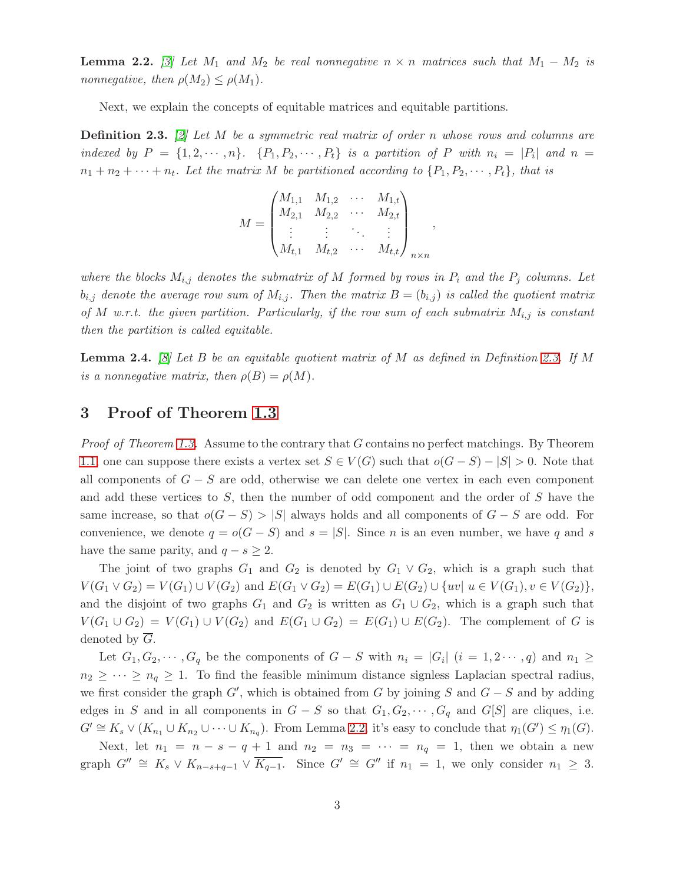**Lemma 2.2.** [3] *Let $M_1$ and $M_2$ be real nonnegative $n \times n$ matrices such that $M_1 - M_2$ is nonnegative, then $\rho(M_2) \leq \rho(M_1)$.*

Next, we explain the concepts of equitable matrices and equitable partitions.

**Definition 2.3.** [2] *Let $M$ be a symmetric real matrix of order $n$ whose rows and columns are indexed by $P = \{1, 2, \cdots, n\}$. $\{P_1, P_2, \cdots, P_t\}$ is a partition of $P$ with $n_i = |P_i|$ and $n = n_1 + n_2 + \cdots + n_t$. Let the matrix $M$ be partitioned according to $\{P_1, P_2, \cdots, P_t\}$, that is*

$$M = \begin{pmatrix} M_{1,1} & M_{1,2} & \cdots & M_{1,t} \\ M_{2,1} & M_{2,2} & \cdots & M_{2,t} \\ \vdots & \vdots & \ddots & \vdots \\ M_{t,1} & M_{t,2} & \cdots & M_{t,t} \end{pmatrix}_{n \times n},$$

*where the blocks $M_{i,j}$ denotes the submatrix of $M$ formed by rows in $P_i$ and the $P_j$ columns. Let $b_{i,j}$ denote the average row sum of $M_{i,j}$. Then the matrix $B = (b_{i,j})$ is called the quotient matrix of $M$ w.r.t. the given partition. Particularly, if the row sum of each submatrix $M_{i,j}$ is constant then the partition is called equitable.*

**Lemma 2.4.** [8] *Let $B$ be an equitable quotient matrix of $M$ as defined in Definition 2.3. If $M$ is a nonnegative matrix, then $\rho(B) = \rho(M)$.*

## 3 Proof of Theorem 1.3

*Proof of Theorem 1.3.* Assume to the contrary that $G$ contains no perfect matchings. By Theorem 1.1, one can suppose there exists a vertex set $S \in V(G)$ such that $o(G - S) - |S| > 0$. Note that all components of $G - S$ are odd, otherwise we can delete one vertex in each even component and add these vertices to $S$, then the number of odd component and the order of $S$ have the same increase, so that $o(G - S) > |S|$ always holds and all components of $G - S$ are odd. For convenience, we denote $q = o(G - S)$ and $s = |S|$. Since $n$ is an even number, we have $q$ and $s$ have the same parity, and $q - s \geq 2$.

The joint of two graphs $G_1$ and $G_2$ is denoted by $G_1 \vee G_2$, which is a graph such that $V(G_1 \vee G_2) = V(G_1) \cup V(G_2)$ and $E(G_1 \vee G_2) = E(G_1) \cup E(G_2) \cup \{uv | \ u \in V(G_1), v \in V(G_2)\}$, and the disjoint of two graphs $G_1$ and $G_2$ is written as $G_1 \cup G_2$, which is a graph such that $V(G_1 \cup G_2) = V(G_1) \cup V(G_2)$ and $E(G_1 \cup G_2) = E(G_1) \cup E(G_2)$. The complement of $G$ is denoted by $\overline{G}$.

Let $G_1, G_2, \cdots, G_q$ be the components of $G - S$ with $n_i = |G_i|$ $(i = 1, 2 \cdots, q)$ and $n_1 \geq n_2 \geq \cdots \geq n_q \geq 1$. To find the feasible minimum distance signless Laplacian spectral radius, we first consider the graph $G'$, which is obtained from $G$ by joining $S$ and $G - S$ and by adding edges in $S$ and in all components in $G - S$ so that $G_1, G_2, \cdots, G_q$ and $G[S]$ are cliques, i.e. $G' \cong K_s \vee (K_{n_1} \cup K_{n_2} \cup \cdots \cup K_{n_q})$. From Lemma 2.2, it's easy to conclude that $\eta_1(G') \leq \eta_1(G)$.

Next, let $n_1 = n - s - q + 1$ and $n_2 = n_3 = \cdots = n_q = 1$, then we obtain a new graph $G'' \cong K_s \vee K_{n-s+q-1} \vee \overline{K_{q-1}}$. Since $G' \cong G''$ if $n_1 = 1$, we only consider $n_1 \geq 3$.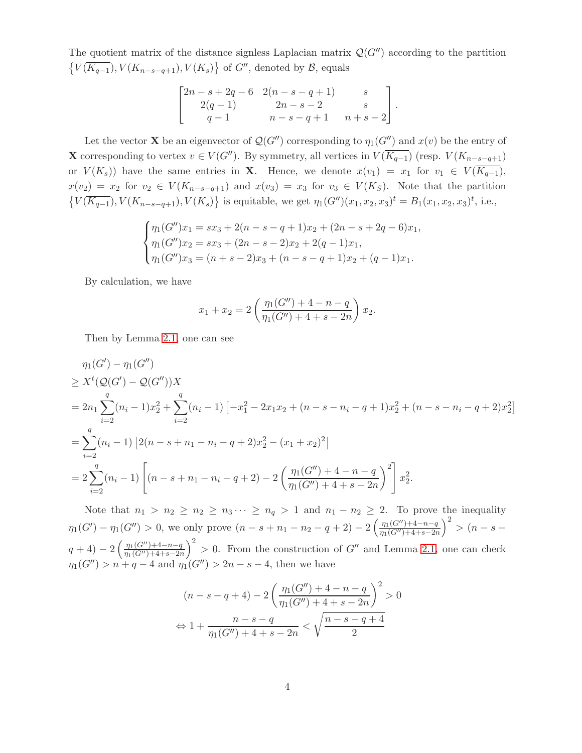The quotient matrix of the distance signless Laplacian matrix $\mathcal{Q}(G'')$ according to the partition $\left\{V(\overline{K_{q-1}}), V(K_{n-s-q+1}), V(K_s)\right\}$ of $G''$, denoted by $\mathcal{B}$, equals

$$\begin{bmatrix} 2n-s+2q-6 & 2(n-s-q+1) & s \\ 2(q-1) & 2n-s-2 & s \\ q-1 & n-s-q+1 & n+s-2 \end{bmatrix}.$$

Let the vector $\mathbf{X}$ be an eigenvector of $\mathcal{Q}(G'')$ corresponding to $\eta_1(G'')$ and $x(v)$ be the entry of $\mathbf{X}$ corresponding to vertex $v \in V(G'')$. By symmetry, all vertices in $V(\overline{K_{q-1}})$ (resp. $V(K_{n-s-q+1})$ or $V(K_s)$) have the same entries in $\mathbf{X}$. Hence, we denote $x(v_1) = x_1$ for $v_1 \in V(\overline{K_{q-1}})$, $x(v_2) = x_2$ for $v_2 \in V(K_{n-s-q+1})$ and $x(v_3) = x_3$ for $v_3 \in V(K_S)$. Note that the partition $\left\{V(\overline{K_{q-1}}), V(K_{n-s-q+1}), V(K_s)\right\}$ is equitable, we get $\eta_1(G'')(x_1, x_2, x_3)^t = B_1(x_1, x_2, x_3)^t$, i.e.,

$$\begin{cases} \eta_1(G'')x_1 = sx_3 + 2(n-s-q+1)x_2 + (2n-s+2q-6)x_1, \\ \eta_1(G'')x_2 = sx_3 + (2n-s-2)x_2 + 2(q-1)x_1, \\ \eta_1(G'')x_3 = (n+s-2)x_3 + (n-s-q+1)x_2 + (q-1)x_1. \end{cases}$$

By calculation, we have

$$x_1 + x_2 = 2\left(\frac{\eta_1(G'') + 4 - n - q}{\eta_1(G'') + 4 + s - 2n}\right)x_2.$$

Then by Lemma 2.1, one can see

$$\begin{aligned}
&\eta_1(G') - \eta_1(G'') \\
&\geq X^t(\mathcal{Q}(G') - \mathcal{Q}(G''))X \\
&= 2n_1\sum_{i=2}^{q}(n_i-1)x_2^2 + \sum_{i=2}^{q}(n_i-1)\left[-x_1^2 - 2x_1x_2 + (n-s-n_i-q+1)x_2^2 + (n-s-n_i-q+2)x_2^2\right] \\
&= \sum_{i=2}^{q}(n_i-1)\left[2(n-s+n_1-n_i-q+2)x_2^2 - (x_1+x_2)^2\right] \\
&= 2\sum_{i=2}^{q}(n_i-1)\left[(n-s+n_1-n_i-q+2) - 2\left(\frac{\eta_1(G'')+4-n-q}{\eta_1(G'')+4+s-2n}\right)^2\right]x_2^2.
\end{aligned}$$

Note that $n_1 > n_2 \geq n_2 \geq n_3 \cdots \geq n_q > 1$ and $n_1 - n_2 \geq 2$. To prove the inequality $\eta_1(G') - \eta_1(G'') > 0$, we only prove $(n-s+n_1-n_2-q+2) - 2\left(\frac{\eta_1(G'')+4-n-q}{\eta_1(G'')+4+s-2n}\right)^2 > (n-s-q+4) - 2\left(\frac{\eta_1(G'')+4-n-q}{\eta_1(G'')+4+s-2n}\right)^2 > 0$. From the construction of $G''$ and Lemma 2.1, one can check $\eta_1(G'') > n+q-4$ and $\eta_1(G'') > 2n-s-4$, then we have

$$\begin{aligned}
&(n-s-q+4) - 2\left(\frac{\eta_1(G'')+4-n-q}{\eta_1(G'')+4+s-2n}\right)^2 > 0 \\
\Leftrightarrow\ & 1 + \frac{n-s-q}{\eta_1(G'')+4+s-2n} < \sqrt{\frac{n-s-q+4}{2}}
\end{aligned}$$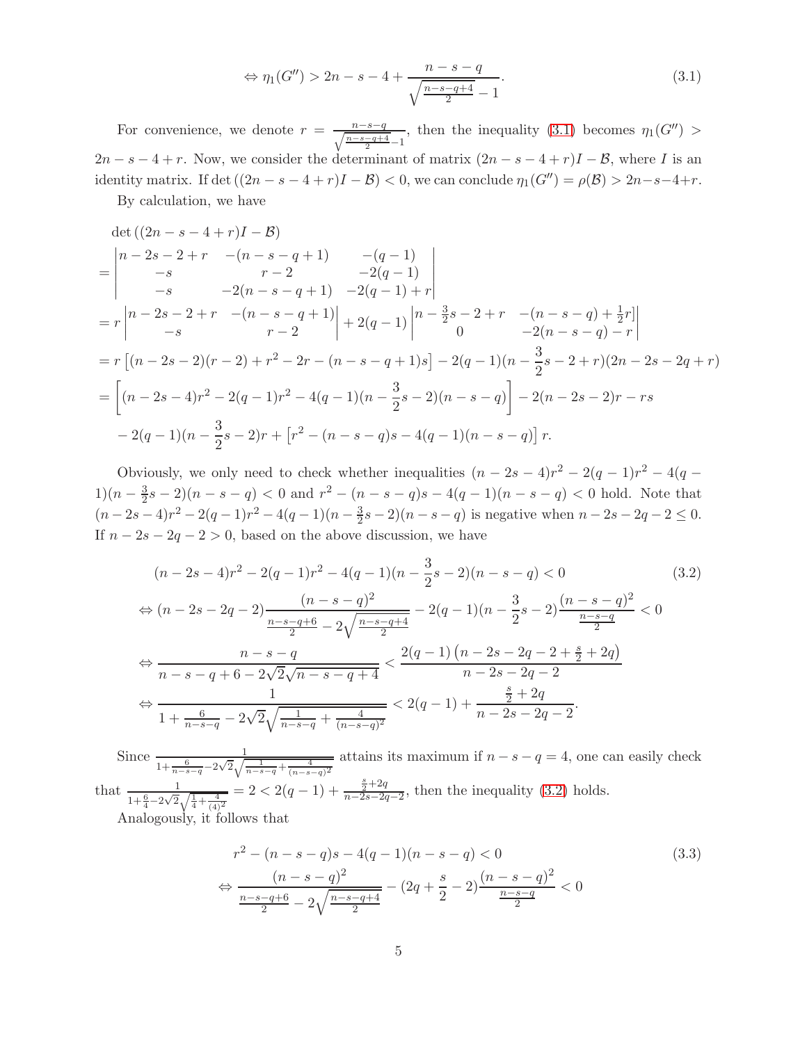$$\Leftrightarrow \eta_1(G'') > 2n - s - 4 + \frac{n-s-q}{\sqrt{\frac{n-s-q+4}{2}} - 1}. \tag{3.1}$$

For convenience, we denote $r = \frac{n-s-q}{\sqrt{\frac{n-s-q+4}{2}}-1}$, then the inequality (3.1) becomes $\eta_1(G'') > 2n - s - 4 + r$. Now, we consider the determinant of matrix $(2n-s-4+r)I - \mathcal{B}$, where $I$ is an identity matrix. If $\det((2n-s-4+r)I - \mathcal{B}) < 0$, we can conclude $\eta_1(G'') = \rho(\mathcal{B}) > 2n-s-4+r$.

By calculation, we have

$$\begin{aligned}
&\det((2n-s-4+r)I - \mathcal{B}) \\
=& \begin{vmatrix} n-2s-2+r & -(n-s-q+1) & -(q-1) \\ -s & r-2 & -2(q-1) \\ -s & -2(n-s-q+1) & -2(q-1)+r \end{vmatrix} \\
=& r \begin{vmatrix} n-2s-2+r & -(n-s-q+1) \\ -s & r-2 \end{vmatrix} + 2(q-1) \begin{vmatrix} n-\frac{3}{2}s-2+r & -(n-s-q)+\frac{1}{2}r] \\ 0 & -2(n-s-q)-r \end{vmatrix} \\
=& r\left[(n-2s-2)(r-2) + r^2 - 2r - (n-s-q+1)s\right] - 2(q-1)(n-\frac{3}{2}s-2+r)(2n-2s-2q+r) \\
=& \left[(n-2s-4)r^2 - 2(q-1)r^2 - 4(q-1)(n-\frac{3}{2}s-2)(n-s-q)\right] - 2(n-2s-2)r - rs \\
& - 2(q-1)(n-\frac{3}{2}s-2)r + \left[r^2 - (n-s-q)s - 4(q-1)(n-s-q)\right]r.
\end{aligned}$$

Obviously, we only need to check whether inequalities $(n-2s-4)r^2 - 2(q-1)r^2 - 4(q-1)(n-\frac{3}{2}s-2)(n-s-q) < 0$ and $r^2 - (n-s-q)s - 4(q-1)(n-s-q) < 0$ hold. Note that $(n-2s-4)r^2 - 2(q-1)r^2 - 4(q-1)(n-\frac{3}{2}s-2)(n-s-q)$ is negative when $n-2s-2q-2 \le 0$. If $n-2s-2q-2 > 0$, based on the above discussion, we have

$$\begin{aligned}
&(n-2s-4)r^2 - 2(q-1)r^2 - 4(q-1)(n-\frac{3}{2}s-2)(n-s-q) < 0 \qquad (3.2)\\
\Leftrightarrow\ & (n-2s-2q-2)\frac{(n-s-q)^2}{\frac{n-s-q+6}{2} - 2\sqrt{\frac{n-s-q+4}{2}}} - 2(q-1)(n-\frac{3}{2}s-2)\frac{(n-s-q)^2}{\frac{n-s-q}{2}} < 0 \\
\Leftrightarrow\ & \frac{n-s-q}{n-s-q+6-2\sqrt{2}\sqrt{n-s-q+4}} < \frac{2(q-1)\left(n-2s-2q-2+\frac{s}{2}+2q\right)}{n-2s-2q-2} \\
\Leftrightarrow\ & \frac{1}{1+\frac{6}{n-s-q} - 2\sqrt{2}\sqrt{\frac{1}{n-s-q} + \frac{4}{(n-s-q)^2}}} < 2(q-1) + \frac{\frac{s}{2}+2q}{n-2s-2q-2}.
\end{aligned}$$

Since $\frac{1}{1+\frac{6}{n-s-q} - 2\sqrt{2}\sqrt{\frac{1}{n-s-q}+\frac{4}{(n-s-q)^2}}}$ attains its maximum if $n-s-q = 4$, one can easily check that $\frac{1}{1+\frac{6}{4}-2\sqrt{2}\sqrt{\frac{1}{4}+\frac{4}{(4)^2}}} = 2 < 2(q-1) + \frac{\frac{s}{2}+2q}{n-2s-2q-2}$, then the inequality (3.2) holds.

Analogously, it follows that

$$\begin{aligned}
&r^2 - (n-s-q)s - 4(q-1)(n-s-q) < 0 \qquad (3.3)\\
\Leftrightarrow\ & \frac{(n-s-q)^2}{\frac{n-s-q+6}{2} - 2\sqrt{\frac{n-s-q+4}{2}}} - (2q+\frac{s}{2}-2)\frac{(n-s-q)^2}{\frac{n-s-q}{2}} < 0
\end{aligned}$$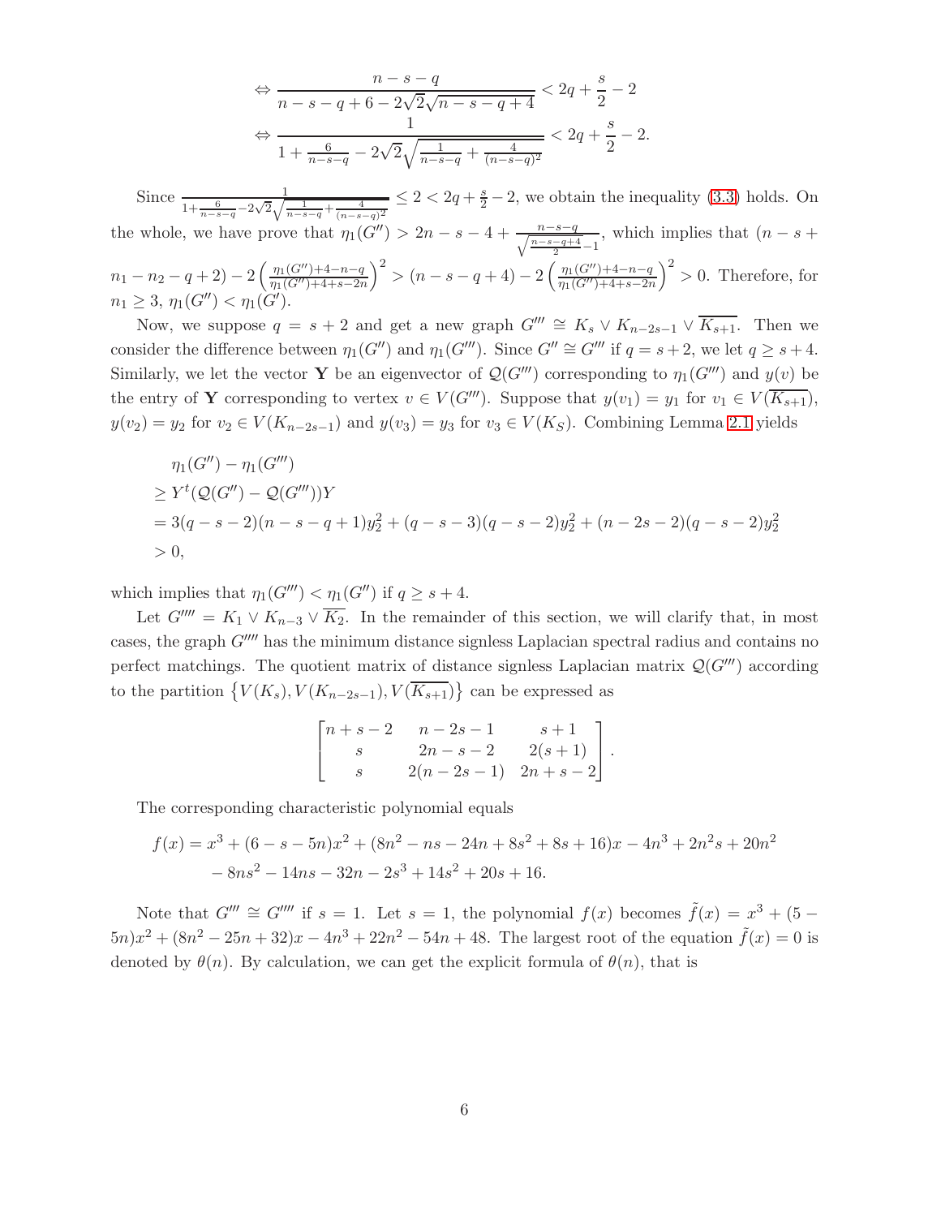$$\Leftrightarrow \frac{n-s-q}{n-s-q+6-2\sqrt{2}\sqrt{n-s-q+4}} < 2q + \frac{s}{2} - 2$$

$$\Leftrightarrow \frac{1}{1+\frac{6}{n-s-q} - 2\sqrt{2}\sqrt{\frac{1}{n-s-q} + \frac{4}{(n-s-q)^2}}} < 2q + \frac{s}{2} - 2.$$

Since $\frac{1}{1+\frac{6}{n-s-q} - 2\sqrt{2}\sqrt{\frac{1}{n-s-q} + \frac{4}{(n-s-q)^2}}} \leq 2 < 2q + \frac{s}{2} - 2$, we obtain the inequality (3.3) holds. On the whole, we have prove that $\eta_1(G'') > 2n - s - 4 + \frac{n-s-q}{\sqrt{\frac{n-s-q+4}{2}} - 1}$, which implies that $(n - s + n_1 - n_2 - q + 2) - 2\left(\frac{\eta_1(G'')+4-n-q}{\eta_1(G'')+4+s-2n}\right)^2 > (n - s - q + 4) - 2\left(\frac{\eta_1(G'')+4-n-q}{\eta_1(G'')+4+s-2n}\right)^2 > 0$. Therefore, for $n_1 \geq 3$, $\eta_1(G'') < \eta_1(G')$.

Now, we suppose $q = s + 2$ and get a new graph $G''' \cong K_s \vee K_{n-2s-1} \vee \overline{K_{s+1}}$. Then we consider the difference between $\eta_1(G'')$ and $\eta_1(G''')$. Since $G'' \cong G'''$ if $q = s+2$, we let $q \geq s+4$. Similarly, we let the vector $\mathbf{Y}$ be an eigenvector of $\mathcal{Q}(G''')$ corresponding to $\eta_1(G''')$ and $y(v)$ be the entry of $\mathbf{Y}$ corresponding to vertex $v \in V(G''')$. Suppose that $y(v_1) = y_1$ for $v_1 \in V(\overline{K_{s+1}})$, $y(v_2) = y_2$ for $v_2 \in V(K_{n-2s-1})$ and $y(v_3) = y_3$ for $v_3 \in V(K_S)$. Combining Lemma 2.1 yields

$$\begin{aligned}
&\eta_1(G'') - \eta_1(G''') \\
&\geq Y^t(\mathcal{Q}(G'') - \mathcal{Q}(G'''))Y \\
&= 3(q-s-2)(n-s-q+1)y_2^2 + (q-s-3)(q-s-2)y_2^2 + (n-2s-2)(q-s-2)y_2^2 \\
&> 0,
\end{aligned}$$

which implies that $\eta_1(G''') < \eta_1(G'')$ if $q \geq s+4$.

Let $G'''' = K_1 \vee K_{n-3} \vee \overline{K_2}$. In the remainder of this section, we will clarify that, in most cases, the graph $G''''$ has the minimum distance signless Laplacian spectral radius and contains no perfect matchings. The quotient matrix of distance signless Laplacian matrix $\mathcal{Q}(G''')$ according to the partition $\{V(K_s), V(K_{n-2s-1}), V(\overline{K_{s+1}})\}$ can be expressed as

$$\begin{bmatrix} n+s-2 & n-2s-1 & s+1 \\ s & 2n-s-2 & 2(s+1) \\ s & 2(n-2s-1) & 2n+s-2 \end{bmatrix}.$$

The corresponding characteristic polynomial equals

$$\begin{aligned}
f(x) = {} & x^3 + (6-s-5n)x^2 + (8n^2 - ns - 24n + 8s^2 + 8s + 16)x - 4n^3 + 2n^2 s + 20n^2 \\
& - 8ns^2 - 14ns - 32n - 2s^3 + 14s^2 + 20s + 16.
\end{aligned}$$

Note that $G''' \cong G''''$ if $s = 1$. Let $s = 1$, the polynomial $f(x)$ becomes $\tilde{f}(x) = x^3 + (5 - 5n)x^2 + (8n^2 - 25n + 32)x - 4n^3 + 22n^2 - 54n + 48$. The largest root of the equation $\tilde{f}(x) = 0$ is denoted by $\theta(n)$. By calculation, we can get the explicit formula of $\theta(n)$, that is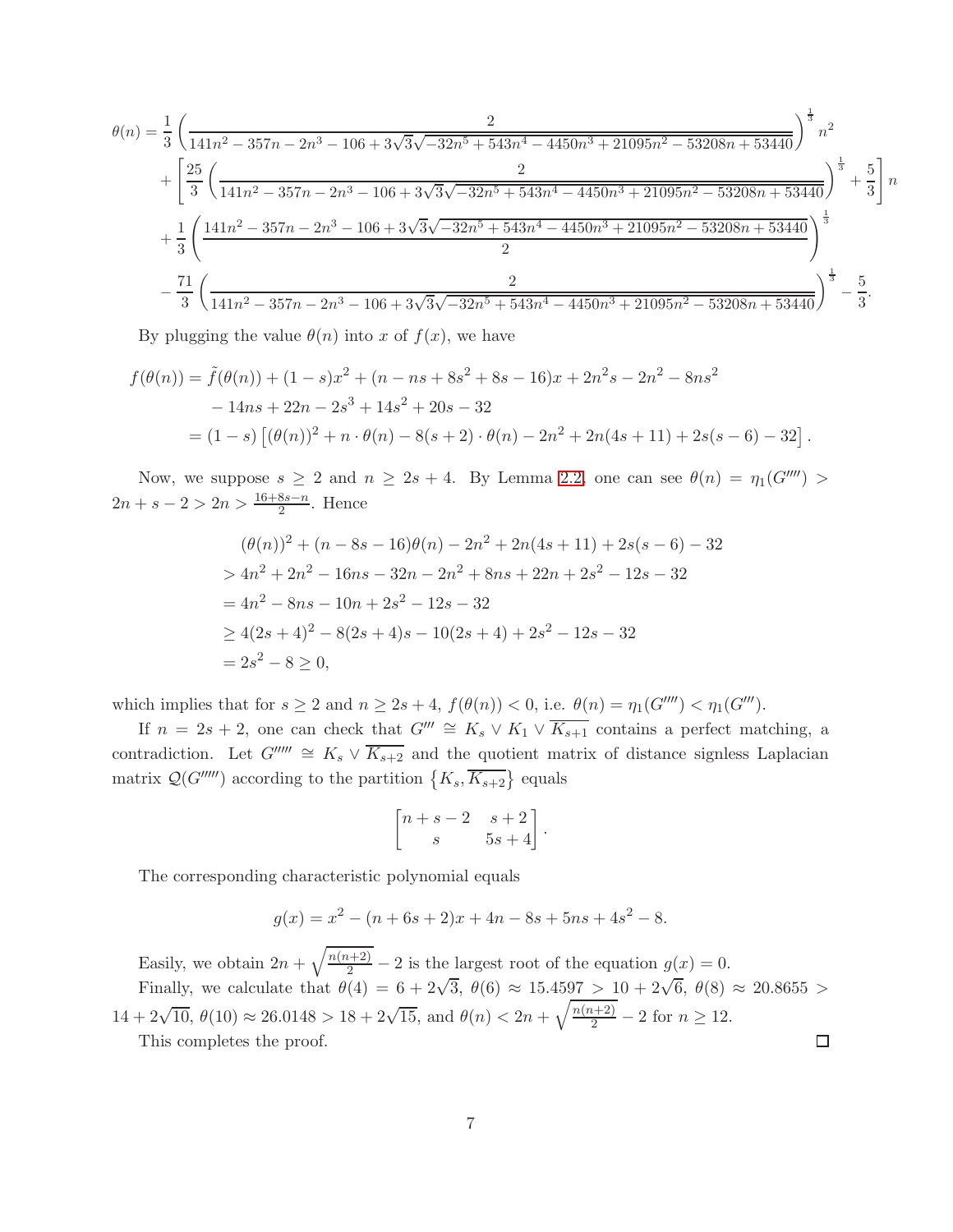$$
\begin{aligned}
\theta(n) =& \frac{1}{3}\left(\frac{2}{141n^2-357n-2n^3-106+3\sqrt{3}\sqrt{-32n^5+543n^4-4450n^3+21095n^2-53208n+53440}}\right)^{\frac{1}{3}} n^2 \\
&+\left[\frac{25}{3}\left(\frac{2}{141n^2-357n-2n^3-106+3\sqrt{3}\sqrt{-32n^5+543n^4-4450n^3+21095n^2-53208n+53440}}\right)^{\frac{1}{3}}+\frac{5}{3}\right] n \\
&+\frac{1}{3}\left(\frac{141n^2-357n-2n^3-106+3\sqrt{3}\sqrt{-32n^5+543n^4-4450n^3+21095n^2-53208n+53440}}{2}\right)^{\frac{1}{3}} \\
&-\frac{71}{3}\left(\frac{2}{141n^2-357n-2n^3-106+3\sqrt{3}\sqrt{-32n^5+543n^4-4450n^3+21095n^2-53208n+53440}}\right)^{\frac{1}{3}}-\frac{5}{3}.
\end{aligned}
$$

By plugging the value $\theta(n)$ into $x$ of $f(x)$, we have

$$
\begin{aligned}
f(\theta(n)) &= \tilde{f}(\theta(n)) + (1-s)x^2 + (n - ns + 8s^2 + 8s - 16)x + 2n^2 s - 2n^2 - 8ns^2 \\
&\quad - 14ns + 22n - 2s^3 + 14s^2 + 20s - 32 \\
&= (1-s)\left[(\theta(n))^2 + n\cdot\theta(n) - 8(s+2)\cdot\theta(n) - 2n^2 + 2n(4s+11) + 2s(s-6) - 32\right].
\end{aligned}
$$

Now, we suppose $s \geq 2$ and $n \geq 2s+4$. By Lemma 2.2, one can see $\theta(n) = \eta_1(G'''') > 2n + s - 2 > 2n > \frac{16+8s-n}{2}$. Hence

$$
\begin{aligned}
&(\theta(n))^2 + (n - 8s - 16)\theta(n) - 2n^2 + 2n(4s+11) + 2s(s-6) - 32 \\
&> 4n^2 + 2n^2 - 16ns - 32n - 2n^2 + 8ns + 22n + 2s^2 - 12s - 32 \\
&= 4n^2 - 8ns - 10n + 2s^2 - 12s - 32 \\
&\geq 4(2s+4)^2 - 8(2s+4)s - 10(2s+4) + 2s^2 - 12s - 32 \\
&= 2s^2 - 8 \geq 0,
\end{aligned}
$$

which implies that for $s \geq 2$ and $n \geq 2s+4$, $f(\theta(n)) < 0$, i.e. $\theta(n) = \eta_1(G'''') < \eta_1(G''')$.

If $n = 2s+2$, one can check that $G''' \cong K_s \vee K_1 \vee \overline{K_{s+1}}$ contains a perfect matching, a contradiction. Let $G''''' \cong K_s \vee \overline{K_{s+2}}$ and the quotient matrix of distance signless Laplacian matrix $\mathcal{Q}(G''''')$ according to the partition $\{K_s, \overline{K_{s+2}}\}$ equals

$$
\begin{bmatrix} n+s-2 & s+2 \\ s & 5s+4 \end{bmatrix}.
$$

The corresponding characteristic polynomial equals

$$
g(x) = x^2 - (n + 6s + 2)x + 4n - 8s + 5ns + 4s^2 - 8.
$$

Easily, we obtain $2n + \sqrt{\frac{n(n+2)}{2}} - 2$ is the largest root of the equation $g(x) = 0$.

Finally, we calculate that $\theta(4) = 6 + 2\sqrt{3}$, $\theta(6) \approx 15.4597 > 10 + 2\sqrt{6}$, $\theta(8) \approx 20.8655 > 14 + 2\sqrt{10}$, $\theta(10) \approx 26.0148 > 18 + 2\sqrt{15}$, and $\theta(n) < 2n + \sqrt{\frac{n(n+2)}{2}} - 2$ for $n \geq 12$.

This completes the proof. $\square$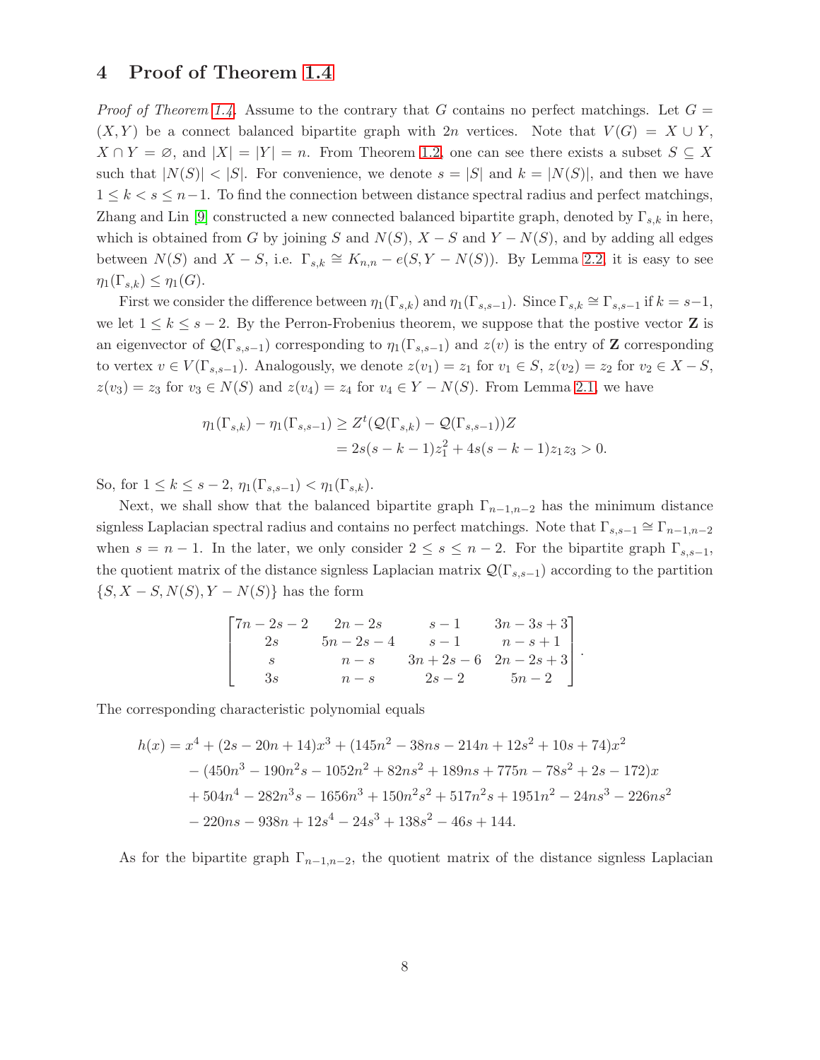## 4 Proof of Theorem 1.4

*Proof of Theorem 1.4.* Assume to the contrary that $G$ contains no perfect matchings. Let $G = (X, Y)$ be a connect balanced bipartite graph with $2n$ vertices. Note that $V(G) = X \cup Y$, $X \cap Y = \varnothing$, and $|X| = |Y| = n$. From Theorem 1.2, one can see there exists a subset $S \subseteq X$ such that $|N(S)| < |S|$. For convenience, we denote $s = |S|$ and $k = |N(S)|$, and then we have $1 \leq k < s \leq n-1$. To find the connection between distance spectral radius and perfect matchings, Zhang and Lin [9] constructed a new connected balanced bipartite graph, denoted by $\Gamma_{s,k}$ in here, which is obtained from $G$ by joining $S$ and $N(S)$, $X - S$ and $Y - N(S)$, and by adding all edges between $N(S)$ and $X - S$, i.e. $\Gamma_{s,k} \cong K_{n,n} - e(S, Y - N(S))$. By Lemma 2.2, it is easy to see $\eta_1(\Gamma_{s,k}) \leq \eta_1(G)$.

First we consider the difference between $\eta_1(\Gamma_{s,k})$ and $\eta_1(\Gamma_{s,s-1})$. Since $\Gamma_{s,k} \cong \Gamma_{s,s-1}$ if $k = s-1$, we let $1 \leq k \leq s-2$. By the Perron-Frobenius theorem, we suppose that the postive vector $\mathbf{Z}$ is an eigenvector of $\mathcal{Q}(\Gamma_{s,s-1})$ corresponding to $\eta_1(\Gamma_{s,s-1})$ and $z(v)$ is the entry of $\mathbf{Z}$ corresponding to vertex $v \in V(\Gamma_{s,s-1})$. Analogously, we denote $z(v_1) = z_1$ for $v_1 \in S$, $z(v_2) = z_2$ for $v_2 \in X - S$, $z(v_3) = z_3$ for $v_3 \in N(S)$ and $z(v_4) = z_4$ for $v_4 \in Y - N(S)$. From Lemma 2.1, we have

$$
\begin{aligned}
\eta_1(\Gamma_{s,k}) - \eta_1(\Gamma_{s,s-1}) &\geq Z^t(\mathcal{Q}(\Gamma_{s,k}) - \mathcal{Q}(\Gamma_{s,s-1}))Z \\
&= 2s(s-k-1)z_1^2 + 4s(s-k-1)z_1 z_3 > 0.
\end{aligned}
$$

So, for $1 \leq k \leq s-2$, $\eta_1(\Gamma_{s,s-1}) < \eta_1(\Gamma_{s,k})$.

Next, we shall show that the balanced bipartite graph $\Gamma_{n-1,n-2}$ has the minimum distance signless Laplacian spectral radius and contains no perfect matchings. Note that $\Gamma_{s,s-1} \cong \Gamma_{n-1,n-2}$ when $s = n-1$. In the later, we only consider $2 \leq s \leq n-2$. For the bipartite graph $\Gamma_{s,s-1}$, the quotient matrix of the distance signless Laplacian matrix $\mathcal{Q}(\Gamma_{s,s-1})$ according to the partition $\{S, X - S, N(S), Y - N(S)\}$ has the form

$$
\begin{bmatrix}
7n-2s-2 & 2n-2s & s-1 & 3n-3s+3 \\
2s & 5n-2s-4 & s-1 & n-s+1 \\
s & n-s & 3n+2s-6 & 2n-2s+3 \\
3s & n-s & 2s-2 & 5n-2
\end{bmatrix}.
$$

The corresponding characteristic polynomial equals

$$
\begin{aligned}
h(x) = {} & x^4 + (2s - 20n + 14)x^3 + (145n^2 - 38ns - 214n + 12s^2 + 10s + 74)x^2 \\
& - (450n^3 - 190n^2 s - 1052n^2 + 82ns^2 + 189ns + 775n - 78s^2 + 2s - 172)x \\
& + 504n^4 - 282n^3 s - 1656n^3 + 150n^2 s^2 + 517n^2 s + 1951n^2 - 24ns^3 - 226ns^2 \\
& - 220ns - 938n + 12s^4 - 24s^3 + 138s^2 - 46s + 144.
\end{aligned}
$$

As for the bipartite graph $\Gamma_{n-1,n-2}$, the quotient matrix of the distance signless Laplacian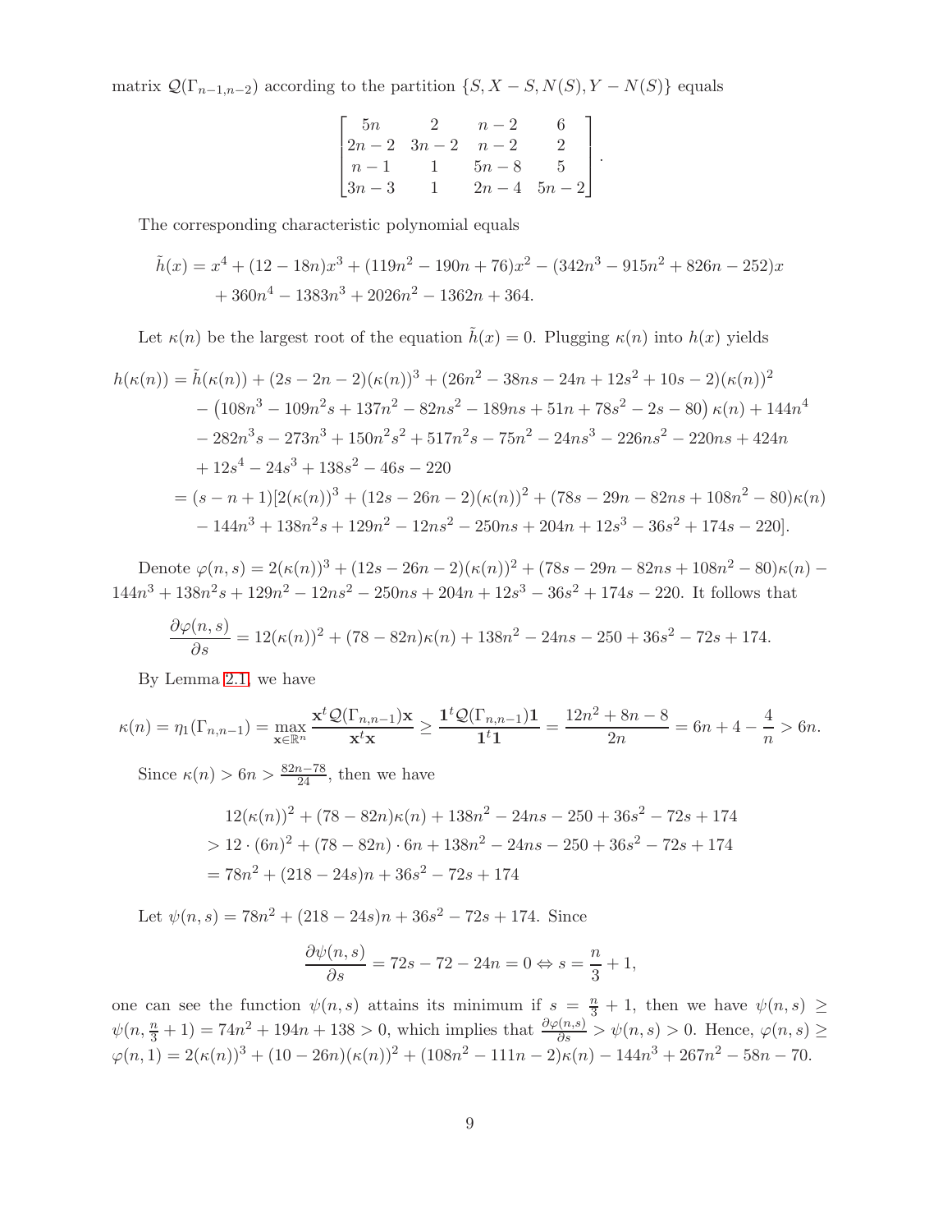matrix $\mathcal{Q}(\Gamma_{n-1,n-2})$ according to the partition $\{S, X-S, N(S), Y-N(S)\}$ equals

$$\begin{bmatrix} 5n & 2 & n-2 & 6 \\ 2n-2 & 3n-2 & n-2 & 2 \\ n-1 & 1 & 5n-8 & 5 \\ 3n-3 & 1 & 2n-4 & 5n-2 \end{bmatrix}.$$

The corresponding characteristic polynomial equals

$$\begin{aligned}\tilde{h}(x) &= x^4 + (12-18n)x^3 + (119n^2 - 190n + 76)x^2 - (342n^3 - 915n^2 + 826n - 252)x \\ &\quad + 360n^4 - 1383n^3 + 2026n^2 - 1362n + 364.\end{aligned}$$

Let $\kappa(n)$ be the largest root of the equation $\tilde{h}(x) = 0$. Plugging $\kappa(n)$ into $h(x)$ yields

$$\begin{aligned}h(\kappa(n)) &= \tilde{h}(\kappa(n)) + (2s - 2n - 2)(\kappa(n))^3 + (26n^2 - 38ns - 24n + 12s^2 + 10s - 2)(\kappa(n))^2 \\ &\quad - \left(108n^3 - 109n^2 s + 137n^2 - 82ns^2 - 189ns + 51n + 78s^2 - 2s - 80\right)\kappa(n) + 144n^4 \\ &\quad - 282n^3 s - 273n^3 + 150n^2 s^2 + 517n^2 s - 75n^2 - 24ns^3 - 226ns^2 - 220ns + 424n \\ &\quad + 12s^4 - 24s^3 + 138s^2 - 46s - 220 \\ &= (s - n + 1)[2(\kappa(n))^3 + (12s - 26n - 2)(\kappa(n))^2 + (78s - 29n - 82ns + 108n^2 - 80)\kappa(n) \\ &\quad - 144n^3 + 138n^2 s + 129n^2 - 12ns^2 - 250ns + 204n + 12s^3 - 36s^2 + 174s - 220].\end{aligned}$$

Denote $\varphi(n, s) = 2(\kappa(n))^3 + (12s - 26n - 2)(\kappa(n))^2 + (78s - 29n - 82ns + 108n^2 - 80)\kappa(n) - 144n^3 + 138n^2 s + 129n^2 - 12ns^2 - 250ns + 204n + 12s^3 - 36s^2 + 174s - 220$. It follows that

$$\frac{\partial \varphi(n, s)}{\partial s} = 12(\kappa(n))^2 + (78 - 82n)\kappa(n) + 138n^2 - 24ns - 250 + 36s^2 - 72s + 174.$$

By Lemma 2.1, we have

$$\kappa(n) = \eta_1(\Gamma_{n,n-1}) = \max_{\mathbf{x} \in \mathbb{R}^n} \frac{\mathbf{x}^t \mathcal{Q}(\Gamma_{n,n-1})\mathbf{x}}{\mathbf{x}^t \mathbf{x}} \geq \frac{\mathbf{1}^t \mathcal{Q}(\Gamma_{n,n-1})\mathbf{1}}{\mathbf{1}^t \mathbf{1}} = \frac{12n^2 + 8n - 8}{2n} = 6n + 4 - \frac{4}{n} > 6n.$$

Since $\kappa(n) > 6n > \frac{82n - 78}{24}$, then we have

$$\begin{aligned}&12(\kappa(n))^2 + (78 - 82n)\kappa(n) + 138n^2 - 24ns - 250 + 36s^2 - 72s + 174 \\ &> 12 \cdot (6n)^2 + (78 - 82n) \cdot 6n + 138n^2 - 24ns - 250 + 36s^2 - 72s + 174 \\ &= 78n^2 + (218 - 24s)n + 36s^2 - 72s + 174\end{aligned}$$

Let $\psi(n, s) = 78n^2 + (218 - 24s)n + 36s^2 - 72s + 174$. Since

$$\frac{\partial \psi(n, s)}{\partial s} = 72s - 72 - 24n = 0 \Leftrightarrow s = \frac{n}{3} + 1,$$

one can see the function $\psi(n, s)$ attains its minimum if $s = \frac{n}{3} + 1$, then we have $\psi(n, s) \geq \psi(n, \frac{n}{3} + 1) = 74n^2 + 194n + 138 > 0$, which implies that $\frac{\partial \varphi(n,s)}{\partial s} > \psi(n, s) > 0$. Hence, $\varphi(n, s) \geq \varphi(n, 1) = 2(\kappa(n))^3 + (10 - 26n)(\kappa(n))^2 + (108n^2 - 111n - 2)\kappa(n) - 144n^3 + 267n^2 - 58n - 70$.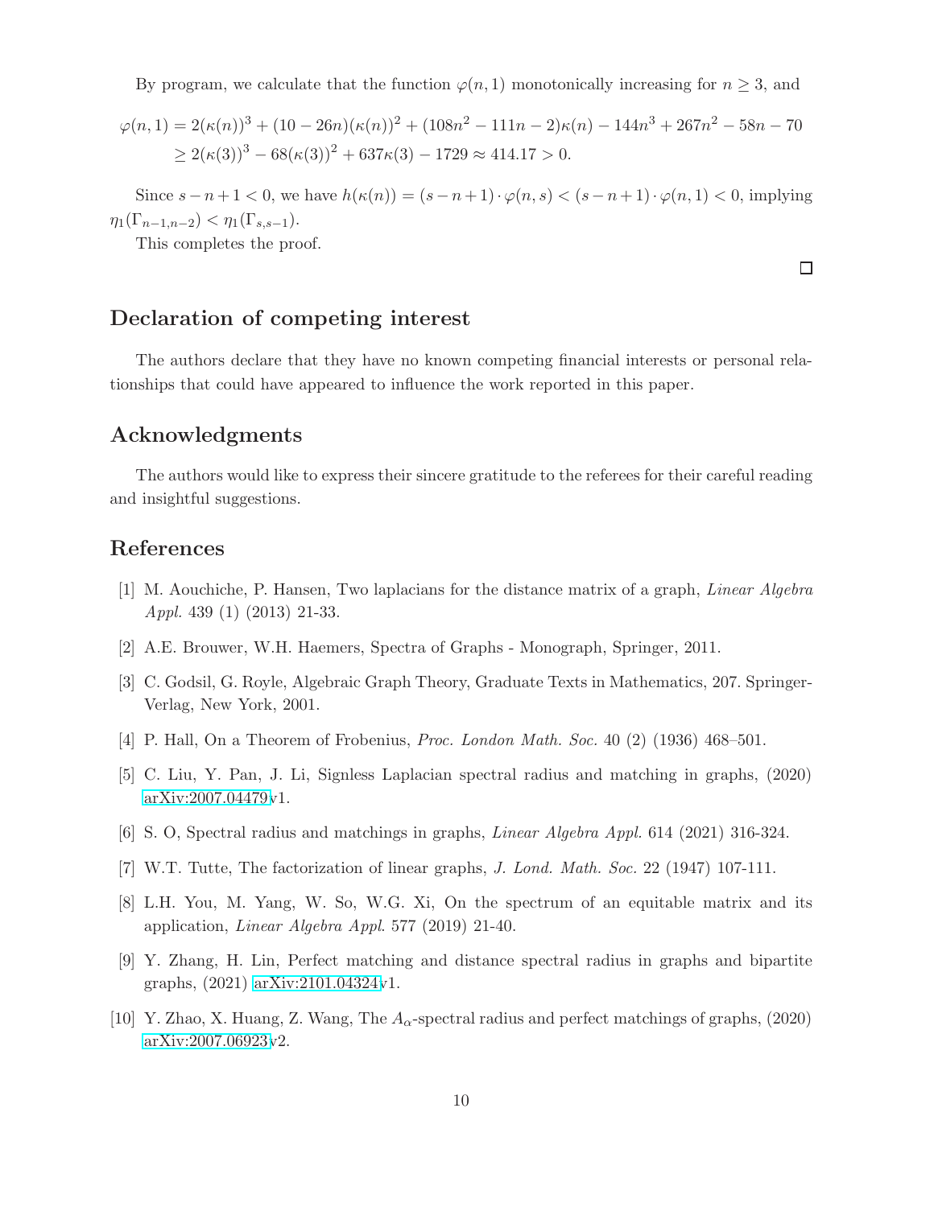By program, we calculate that the function $\varphi(n,1)$ monotonically increasing for $n \geq 3$, and

$$
\begin{aligned}
\varphi(n,1) &= 2(\kappa(n))^3 + (10-26n)(\kappa(n))^2 + (108n^2 - 111n - 2)\kappa(n) - 144n^3 + 267n^2 - 58n - 70 \\
&\geq 2(\kappa(3))^3 - 68(\kappa(3))^2 + 637\kappa(3) - 1729 \approx 414.17 > 0.
\end{aligned}
$$

Since $s - n + 1 < 0$, we have $h(\kappa(n)) = (s-n+1) \cdot \varphi(n,s) < (s-n+1) \cdot \varphi(n,1) < 0$, implying $\eta_1(\Gamma_{n-1,n-2}) < \eta_1(\Gamma_{s,s-1})$.

This completes the proof. □

## Declaration of competing interest

The authors declare that they have no known competing financial interests or personal relationships that could have appeared to influence the work reported in this paper.

## Acknowledgments

The authors would like to express their sincere gratitude to the referees for their careful reading and insightful suggestions.

## References

[1] M. Aouchiche, P. Hansen, Two laplacians for the distance matrix of a graph, *Linear Algebra Appl.* 439 (1) (2013) 21-33.

[2] A.E. Brouwer, W.H. Haemers, Spectra of Graphs - Monograph, Springer, 2011.

[3] C. Godsil, G. Royle, Algebraic Graph Theory, Graduate Texts in Mathematics, 207. Springer-Verlag, New York, 2001.

[4] P. Hall, On a Theorem of Frobenius, *Proc. London Math. Soc.* 40 (2) (1936) 468–501.

[5] C. Liu, Y. Pan, J. Li, Signless Laplacian spectral radius and matching in graphs, (2020) arXiv:2007.04479v1.

[6] S. O, Spectral radius and matchings in graphs, *Linear Algebra Appl.* 614 (2021) 316-324.

[7] W.T. Tutte, The factorization of linear graphs, *J. Lond. Math. Soc.* 22 (1947) 107-111.

[8] L.H. You, M. Yang, W. So, W.G. Xi, On the spectrum of an equitable matrix and its application, *Linear Algebra Appl.* 577 (2019) 21-40.

[9] Y. Zhang, H. Lin, Perfect matching and distance spectral radius in graphs and bipartite graphs, (2021) arXiv:2101.04324v1.

[10] Y. Zhao, X. Huang, Z. Wang, The $A_\alpha$-spectral radius and perfect matchings of graphs, (2020) arXiv:2007.06923v2.